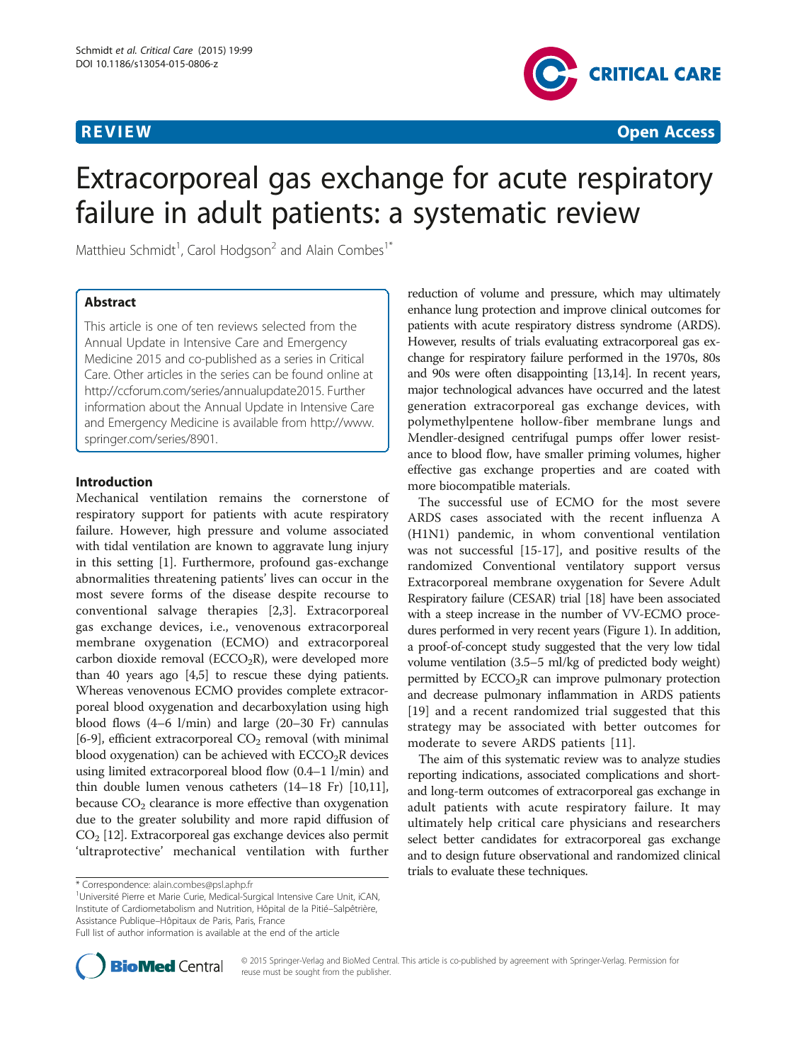**REVIEW** **Open Access**

# Extracorporeal gas exchange for acute respiratory failure in adult patients: a systematic review

Matthieu Schmidt[1], Carol Hodgson[2] and Alain Combes[1*]

## Abstract

This article is one of ten reviews selected from the Annual Update in Intensive Care and Emergency Medicine 2015 and co-published as a series in Critical Care. Other articles in the series can be found online at http://ccforum.com/series/annualupdate2015. Further information about the Annual Update in Intensive Care and Emergency Medicine is available from http://www.springer.com/series/8901.

## Introduction

Mechanical ventilation remains the cornerstone of respiratory support for patients with acute respiratory failure. However, high pressure and volume associated with tidal ventilation are known to aggravate lung injury in this setting [1]. Furthermore, profound gas-exchange abnormalities threatening patients' lives can occur in the most severe forms of the disease despite recourse to conventional salvage therapies [2,3]. Extracorporeal gas exchange devices, i.e., venovenous extracorporeal membrane oxygenation (ECMO) and extracorporeal carbon dioxide removal ($ECCO_2R$), were developed more than 40 years ago [4,5] to rescue these dying patients. Whereas venovenous ECMO provides complete extracorporeal blood oxygenation and decarboxylation using high blood flows (4–6 l/min) and large (20–30 Fr) cannulas [6-9], efficient extracorporeal $CO_2$ removal (with minimal blood oxygenation) can be achieved with $ECCO_2R$ devices using limited extracorporeal blood flow (0.4–1 l/min) and thin double lumen venous catheters (14–18 Fr) [10,11], because $CO_2$ clearance is more effective than oxygenation due to the greater solubility and more rapid diffusion of $CO_2$ [12]. Extracorporeal gas exchange devices also permit 'ultraprotective' mechanical ventilation with further reduction of volume and pressure, which may ultimately enhance lung protection and improve clinical outcomes for patients with acute respiratory distress syndrome (ARDS). However, results of trials evaluating extracorporeal gas exchange for respiratory failure performed in the 1970s, 80s and 90s were often disappointing [13,14]. In recent years, major technological advances have occurred and the latest generation extracorporeal gas exchange devices, with polymethylpentene hollow-fiber membrane lungs and Mendler-designed centrifugal pumps offer lower resistance to blood flow, have smaller priming volumes, higher effective gas exchange properties and are coated with more biocompatible materials.

The successful use of ECMO for the most severe ARDS cases associated with the recent influenza A (H1N1) pandemic, in whom conventional ventilation was not successful [15-17], and positive results of the randomized Conventional ventilatory support versus Extracorporeal membrane oxygenation for Severe Adult Respiratory failure (CESAR) trial [18] have been associated with a steep increase in the number of VV-ECMO procedures performed in very recent years (Figure 1). In addition, a proof-of-concept study suggested that the very low tidal volume ventilation (3.5–5 ml/kg of predicted body weight) permitted by $ECCO_2R$ can improve pulmonary protection and decrease pulmonary inflammation in ARDS patients [19] and a recent randomized trial suggested that this strategy may be associated with better outcomes for moderate to severe ARDS patients [11].

The aim of this systematic review was to analyze studies reporting indications, associated complications and short- and long-term outcomes of extracorporeal gas exchange in adult patients with acute respiratory failure. It may ultimately help critical care physicians and researchers select better candidates for extracorporeal gas exchange and to design future observational and randomized clinical trials to evaluate these techniques.

\* Correspondence: alain.combes@psl.aphp.fr
[1]Université Pierre et Marie Curie, Medical-Surgical Intensive Care Unit, iCAN, Institute of Cardiometabolism and Nutrition, Hôpital de la Pitié–Salpêtrière, Assistance Publique–Hôpitaux de Paris, Paris, France
Full list of author information is available at the end of the article

© 2015 Springer-Verlag and BioMed Central. This article is co-published by agreement with Springer-Verlag. Permission for reuse must be sought from the publisher.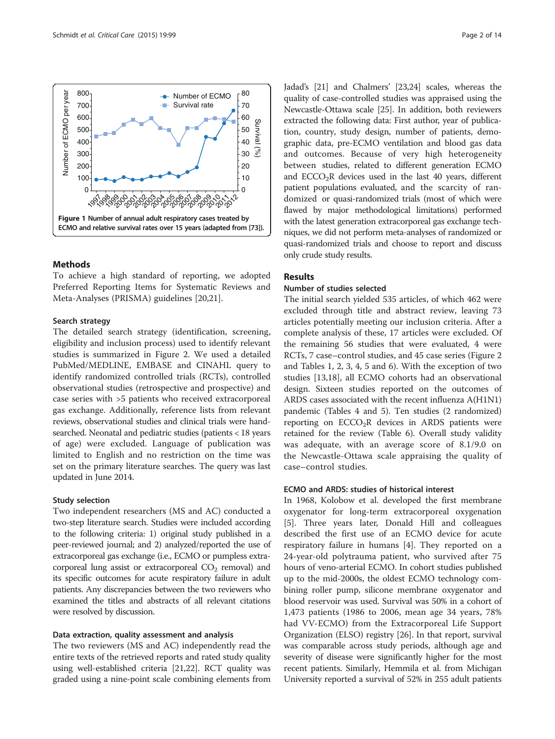Figure 1 Number of annual adult respiratory cases treated by ECMO and relative survival rates over 15 years (adapted from [73]).

## Methods

To achieve a high standard of reporting, we adopted Preferred Reporting Items for Systematic Reviews and Meta-Analyses (PRISMA) guidelines [20,21].

### Search strategy

The detailed search strategy (identification, screening, eligibility and inclusion process) used to identify relevant studies is summarized in Figure 2. We used a detailed PubMed/MEDLINE, EMBASE and CINAHL query to identify randomized controlled trials (RCTs), controlled observational studies (retrospective and prospective) and case series with >5 patients who received extracorporeal gas exchange. Additionally, reference lists from relevant reviews, observational studies and clinical trials were hand-searched. Neonatal and pediatric studies (patients < 18 years of age) were excluded. Language of publication was limited to English and no restriction on the time was set on the primary literature searches. The query was last updated in June 2014.

### Study selection

Two independent researchers (MS and AC) conducted a two-step literature search. Studies were included according to the following criteria: 1) original study published in a peer-reviewed journal; and 2) analyzed/reported the use of extracorporeal gas exchange (i.e., ECMO or pumpless extracorporeal lung assist or extracorporeal $CO_2$ removal) and its specific outcomes for acute respiratory failure in adult patients. Any discrepancies between the two reviewers who examined the titles and abstracts of all relevant citations were resolved by discussion.

### Data extraction, quality assessment and analysis

The two reviewers (MS and AC) independently read the entire texts of the retrieved reports and rated study quality using well-established criteria [21,22]. RCT quality was graded using a nine-point scale combining elements from Jadad's [21] and Chalmers' [23,24] scales, whereas the quality of case-controlled studies was appraised using the Newcastle-Ottawa scale [25]. In addition, both reviewers extracted the following data: First author, year of publication, country, study design, number of patients, demographic data, pre-ECMO ventilation and blood gas data and outcomes. Because of very high heterogeneity between studies, related to different generation ECMO and $ECCO_2R$ devices used in the last 40 years, different patient populations evaluated, and the scarcity of randomized or quasi-randomized trials (most of which were flawed by major methodological limitations) performed with the latest generation extracorporeal gas exchange techniques, we did not perform meta-analyses of randomized or quasi-randomized trials and choose to report and discuss only crude study results.

## Results

### Number of studies selected

The initial search yielded 535 articles, of which 462 were excluded through title and abstract review, leaving 73 articles potentially meeting our inclusion criteria. After a complete analysis of these, 17 articles were excluded. Of the remaining 56 studies that were evaluated, 4 were RCTs, 7 case–control studies, and 45 case series (Figure 2 and Tables 1, 2, 3, 4, 5 and 6). With the exception of two studies [13,18], all ECMO cohorts had an observational design. Sixteen studies reported on the outcomes of ARDS cases associated with the recent influenza A(H1N1) pandemic (Tables 4 and 5). Ten studies (2 randomized) reporting on $ECCO_2R$ devices in ARDS patients were retained for the review (Table 6). Overall study validity was adequate, with an average score of 8.1/9.0 on the Newcastle-Ottawa scale appraising the quality of case–control studies.

### ECMO and ARDS: studies of historical interest

In 1968, Kolobow et al. developed the first membrane oxygenator for long-term extracorporeal oxygenation [5]. Three years later, Donald Hill and colleagues described the first use of an ECMO device for acute respiratory failure in humans [4]. They reported on a 24-year-old polytrauma patient, who survived after 75 hours of veno-arterial ECMO. In cohort studies published up to the mid-2000s, the oldest ECMO technology combining roller pump, silicone membrane oxygenator and blood reservoir was used. Survival was 50% in a cohort of 1,473 patients (1986 to 2006, mean age 34 years, 78% had VV-ECMO) from the Extracorporeal Life Support Organization (ELSO) registry [26]. In that report, survival was comparable across study periods, although age and severity of disease were significantly higher for the most recent patients. Similarly, Hemmila et al. from Michigan University reported a survival of 52% in 255 adult patients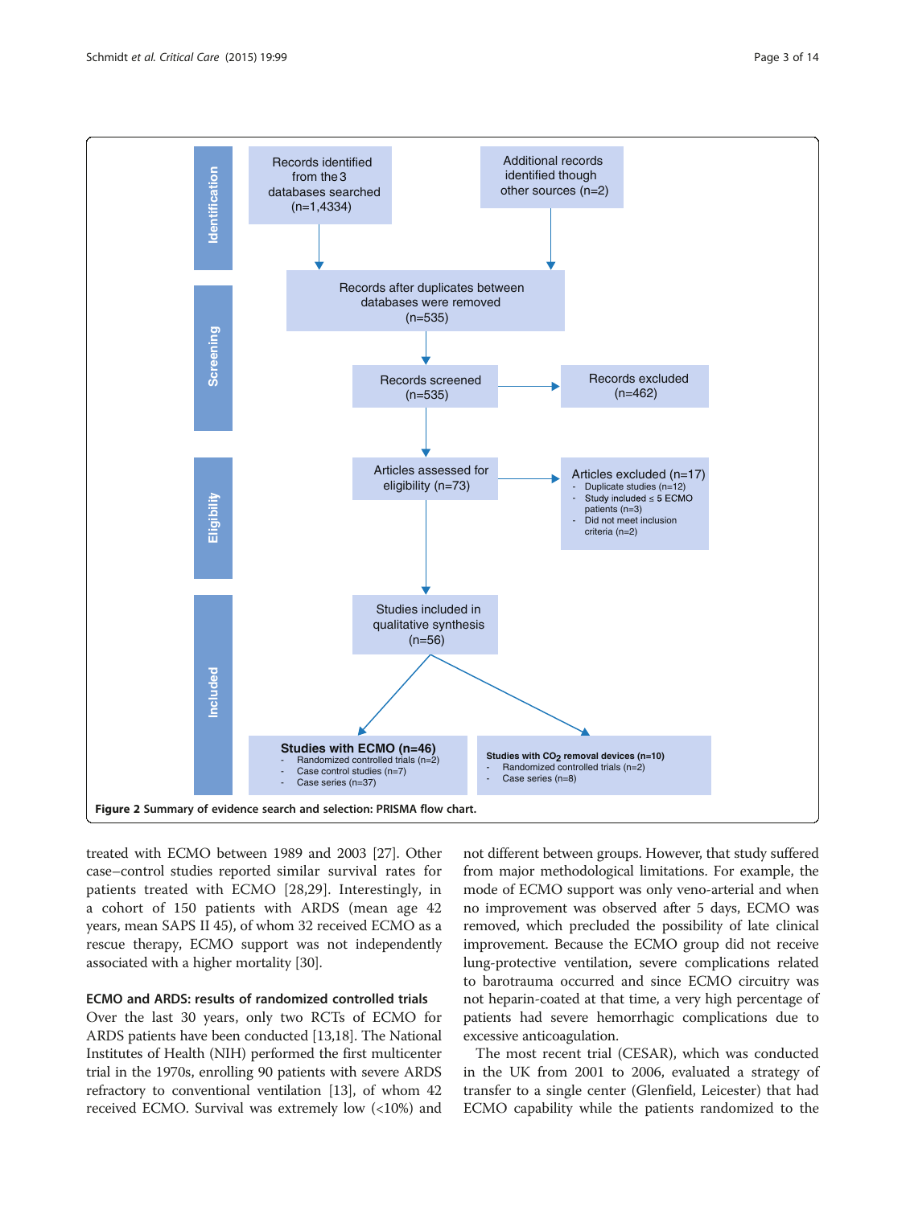Identification

- Records identified from the 3 databases searched (n=1,4334)
- Additional records identified though other sources (n=2)

Screening

- Records after duplicates between databases were removed (n=535)
- Records screened (n=535)
- Records excluded (n=462)

Eligibility

- Articles assessed for eligibility (n=73)
- Articles excluded (n=17)
  - Duplicate studies (n=12)
  - Study included ≤ 5 ECMO patients (n=3)
  - Did not meet inclusion criteria (n=2)

Included

- Studies included in qualitative synthesis (n=56)
- **Studies with ECMO (n=46)**
  - Randomized controlled trials (n=2)
  - Case control studies (n=7)
  - Case series (n=37)
- **Studies with $CO_2$ removal devices (n=10)**
  - Randomized controlled trials (n=2)
  - Case series (n=8)

**Figure 2 Summary of evidence search and selection: PRISMA flow chart.**

treated with ECMO between 1989 and 2003 [27]. Other case–control studies reported similar survival rates for patients treated with ECMO [28,29]. Interestingly, in a cohort of 150 patients with ARDS (mean age 42 years, mean SAPS II 45), of whom 32 received ECMO as a rescue therapy, ECMO support was not independently associated with a higher mortality [30].

### ECMO and ARDS: results of randomized controlled trials

Over the last 30 years, only two RCTs of ECMO for ARDS patients have been conducted [13,18]. The National Institutes of Health (NIH) performed the first multicenter trial in the 1970s, enrolling 90 patients with severe ARDS refractory to conventional ventilation [13], of whom 42 received ECMO. Survival was extremely low (<10%) and not different between groups. However, that study suffered from major methodological limitations. For example, the mode of ECMO support was only veno-arterial and when no improvement was observed after 5 days, ECMO was removed, which precluded the possibility of late clinical improvement. Because the ECMO group did not receive lung-protective ventilation, severe complications related to barotrauma occurred and since ECMO circuitry was not heparin-coated at that time, a very high percentage of patients had severe hemorrhagic complications due to excessive anticoagulation.

The most recent trial (CESAR), which was conducted in the UK from 2001 to 2006, evaluated a strategy of transfer to a single center (Glenfield, Leicester) that had ECMO capability while the patients randomized to the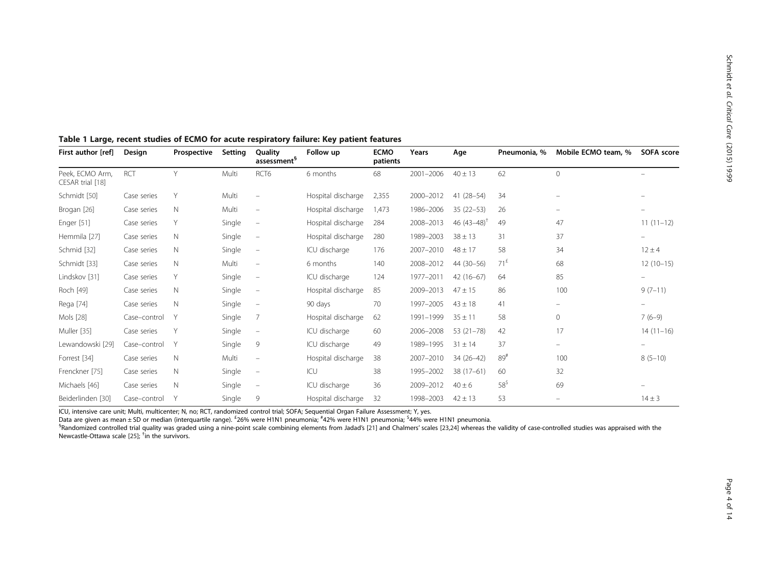**Table 1 Large, recent studies of ECMO for acute respiratory failure: Key patient features**

| First author [ref] | Design | Prospective | Setting | Quality assessment[§] | Follow up | ECMO patients | Years | Age | Pneumonia, % | Mobile ECMO team, % | SOFA score |
|---|---|---|---|---|---|---|---|---|---|---|---|
| Peek, ECMO Arm, CESAR trial [18] | RCT | Y | Multi | RCT6 | 6 months | 68 | 2001–2006 | 40 ± 13 | 62 | 0 | – |
| Schmidt [50] | Case series | Y | Multi | – | Hospital discharge | 2,355 | 2000–2012 | 41 (28–54) | 34 | – | – |
| Brogan [26] | Case series | N | Multi | – | Hospital discharge | 1,473 | 1986–2006 | 35 (22–53) | 26 | – | – |
| Enger [51] | Case series | Y | Single | – | Hospital discharge | 284 | 2008–2013 | 46 (43–48)[†] | 49 | 47 | 11 (11–12) |
| Hemmila [27] | Case series | N | Single | – | Hospital discharge | 280 | 1989–2003 | 38 ± 13 | 31 | 37 | – |
| Schmid [32] | Case series | N | Single | – | ICU discharge | 176 | 2007–2010 | 48 ± 17 | 58 | 34 | 12 ± 4 |
| Schmidt [33] | Case series | N | Multi | – | 6 months | 140 | 2008–2012 | 44 (30–56) | 71[£] | 68 | 12 (10–15) |
| Lindskov [31] | Case series | Y | Single | – | ICU discharge | 124 | 1977–2011 | 42 (16–67) | 64 | 85 | – |
| Roch [49] | Case series | N | Single | – | Hospital discharge | 85 | 2009–2013 | 47 ± 15 | 86 | 100 | 9 (7–11) |
| Rega [74] | Case series | N | Single | – | 90 days | 70 | 1997–2005 | 43 ± 18 | 41 | – | – |
| Mols [28] | Case–control | Y | Single | 7 | Hospital discharge | 62 | 1991–1999 | 35 ± 11 | 58 | 0 | 7 (6–9) |
| Muller [35] | Case series | Y | Single | – | ICU discharge | 60 | 2006–2008 | 53 (21–78) | 42 | 17 | 14 (11–16) |
| Lewandowski [29] | Case–control | Y | Single | 9 | ICU discharge | 49 | 1989–1995 | 31 ± 14 | 37 | – | – |
| Forrest [34] | Case series | N | Multi | – | Hospital discharge | 38 | 2007–2010 | 34 (26–42) | 89[#] | 100 | 8 (5–10) |
| Frenckner [75] | Case series | N | Single | – | ICU | 38 | 1995–2002 | 38 (17–61) | 60 | 32 | |
| Michaels [46] | Case series | N | Single | – | ICU discharge | 36 | 2009–2012 | 40 ± 6 | 58[$] | 69 | – |
| Beiderlinden [30] | Case–control | Y | Single | 9 | Hospital discharge | 32 | 1998–2003 | 42 ± 13 | 53 | – | 14 ± 3 |

ICU, intensive care unit; Multi, multicenter; N, no; RCT, randomized control trial; SOFA; Sequential Organ Failure Assessment; Y, yes.
Data are given as mean ± SD or median (interquartile range). [£]26% were H1N1 pneumonia; [#]42% were H1N1 pneumonia; [$]44% were H1N1 pneumonia.
[§]Randomized controlled trial quality was graded using a nine-point scale combining elements from Jadad's [21] and Chalmers' scales [23,24] whereas the validity of case-controlled studies was appraised with the Newcastle-Ottawa scale [25]; [†]in the survivors.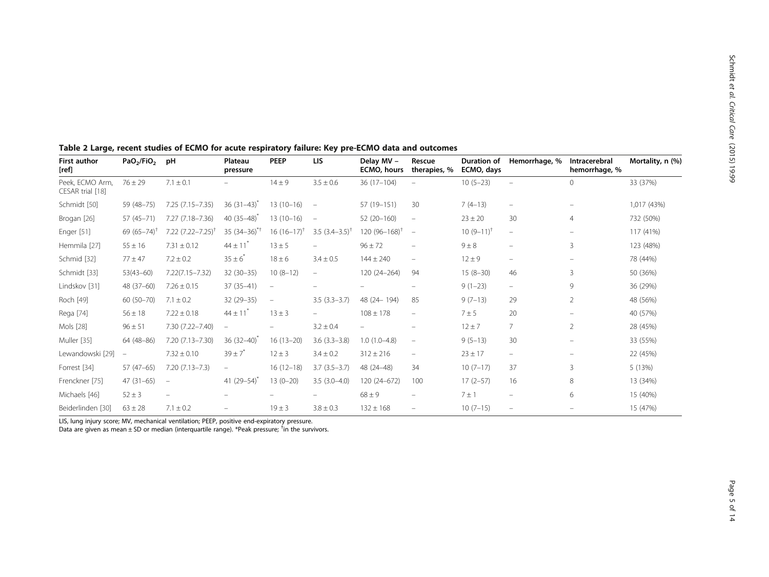**Table 2 Large, recent studies of ECMO for acute respiratory failure: Key pre-ECMO data and outcomes**

| First author [ref] | $PaO_2/FiO_2$ | pH | Plateau pressure | PEEP | LIS | Delay MV – ECMO, hours | Rescue therapies, % | Duration of ECMO, days | Hemorrhage, % | Intracerebral hemorrhage, % | Mortality, n (%) |
|---|---|---|---|---|---|---|---|---|---|---|---|
| Peek, ECMO Arm, CESAR trial [18] | 76 ± 29 | 7.1 ± 0.1 | – | 14 ± 9 | 3.5 ± 0.6 | 36 (17–104) | – | 10 (5–23) | – | 0 | 33 (37%) |
| Schmidt [50] | 59 (48–75) | 7.25 (7.15–7.35) | 36 (31–43)* | 13 (10–16) | – | 57 (19–151) | 30 | 7 (4–13) | – | – | 1,017 (43%) |
| Brogan [26] | 57 (45–71) | 7.27 (7.18–7.36) | 40 (35–48)* | 13 (10–16) | – | 52 (20–160) | – | 23 ± 20 | 30 | 4 | 732 (50%) |
| Enger [51] | 69 (65–74)† | 7.22 (7.22–7.25)† | 35 (34–36)*† | 16 (16–17)† | 3.5 (3.4–3.5)† | 120 (96–168)† | – | 10 (9–11)† | – | – | 117 (41%) |
| Hemmila [27] | 55 ± 16 | 7.31 ± 0.12 | 44 ± 11* | 13 ± 5 | – | 96 ± 72 | – | 9 ± 8 | – | 3 | 123 (48%) |
| Schmid [32] | 77 ± 47 | 7.2 ± 0.2 | 35 ± 6* | 18 ± 6 | 3.4 ± 0.5 | 144 ± 240 | – | 12 ± 9 | – | – | 78 (44%) |
| Schmidt [33] | 53(43–60) | 7.22(7.15–7.32) | 32 (30–35) | 10 (8–12) | – | 120 (24–264) | 94 | 15 (8–30) | 46 | 3 | 50 (36%) |
| Lindskov [31] | 48 (37–60) | 7.26 ± 0.15 | 37 (35–41) | – | – | – | – | 9 (1–23) | – | 9 | 36 (29%) |
| Roch [49] | 60 (50–70) | 7.1 ± 0.2 | 32 (29–35) | – | 3.5 (3.3–3.7) | 48 (24– 194) | 85 | 9 (7–13) | 29 | 2 | 48 (56%) |
| Rega [74] | 56 ± 18 | 7.22 ± 0.18 | 44 ± 11* | 13 ± 3 | – | 108 ± 178 | – | 7 ± 5 | 20 | – | 40 (57%) |
| Mols [28] | 96 ± 51 | 7.30 (7.22–7.40) | – | – | 3.2 ± 0.4 | – | – | 12 ± 7 | 7 | 2 | 28 (45%) |
| Muller [35] | 64 (48–86) | 7.20 (7.13–7.30) | 36 (32–40)* | 16 (13–20) | 3.6 (3.3–3.8) | 1.0 (1.0–4.8) | – | 9 (5–13) | 30 | – | 33 (55%) |
| Lewandowski [29] | – | 7.32 ± 0.10 | 39 ± 7* | 12 ± 3 | 3.4 ± 0.2 | 312 ± 216 | – | 23 ± 17 | – | – | 22 (45%) |
| Forrest [34] | 57 (47–65) | 7.20 (7.13–7.3) | – | 16 (12–18) | 3.7 (3.5–3.7) | 48 (24–48) | 34 | 10 (7–17) | 37 | 3 | 5 (13%) |
| Frenckner [75] | 47 (31–65) | – | 41 (29–54)* | 13 (0–20) | 3.5 (3.0–4.0) | 120 (24–672) | 100 | 17 (2–57) | 16 | 8 | 13 (34%) |
| Michaels [46] | 52 ± 3 | – | – | – | – | 68 ± 9 | – | 7 ± 1 | – | 6 | 15 (40%) |
| Beiderlinden [30] | 63 ± 28 | 7.1 ± 0.2 | – | 19 ± 3 | 3.8 ± 0.3 | 132 ± 168 | – | 10 (7–15) | – | – | 15 (47%) |

LIS, lung injury score; MV, mechanical ventilation; PEEP, positive end-expiratory pressure.
Data are given as mean ± SD or median (interquartile range). *Peak pressure; †in the survivors.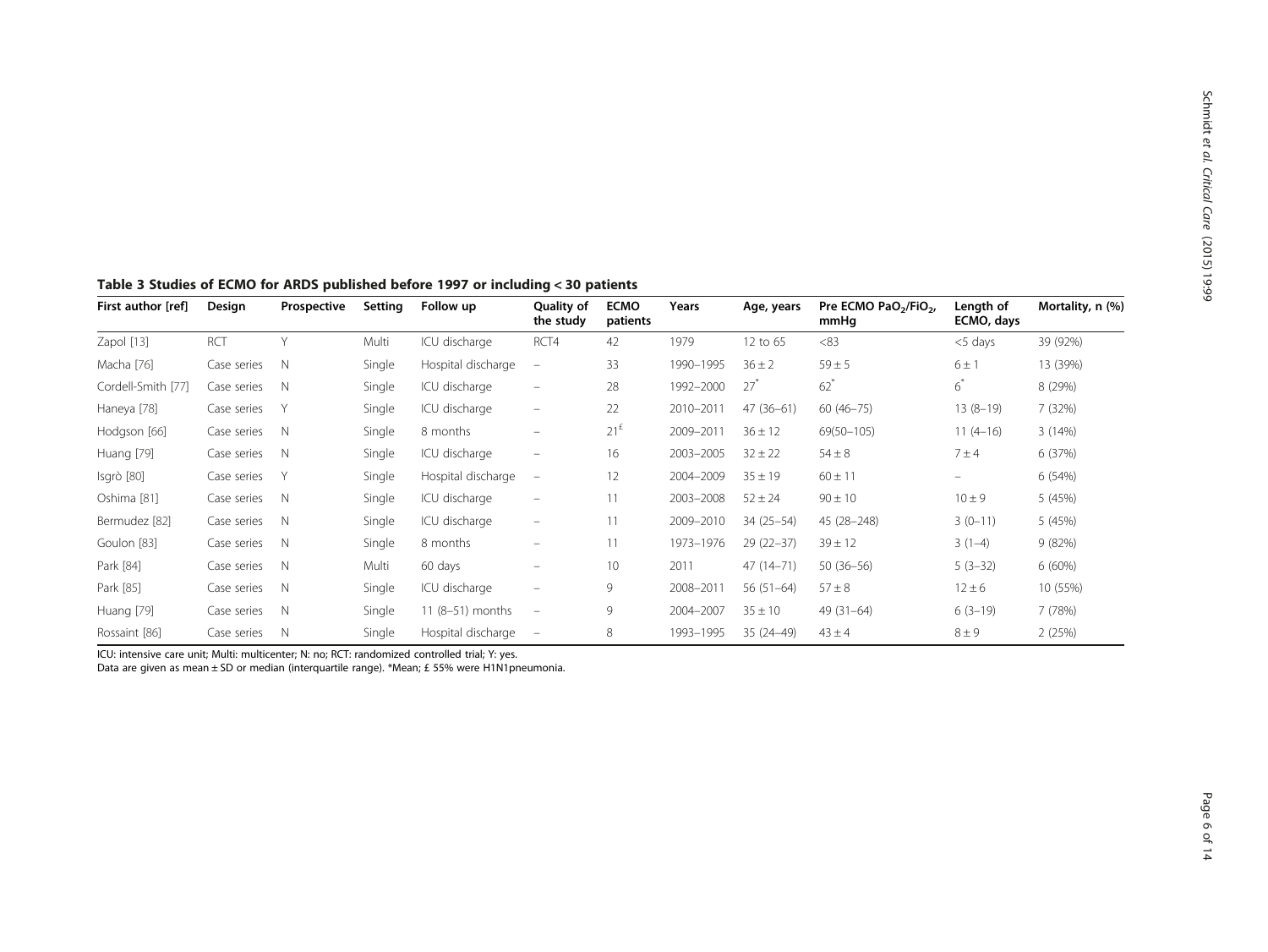**Table 3 Studies of ECMO for ARDS published before 1997 or including < 30 patients**

| First author [ref] | Design | Prospective | Setting | Follow up | Quality of the study | ECMO patients | Years | Age, years | Pre ECMO $PaO_2/FiO_2$, mmHg | Length of ECMO, days | Mortality, n (%) |
|---|---|---|---|---|---|---|---|---|---|---|---|
| Zapol [13] | RCT | Y | Multi | ICU discharge | RCT4 | 42 | 1979 | 12 to 65 | <83 | <5 days | 39 (92%) |
| Macha [76] | Case series | N | Single | Hospital discharge | – | 33 | 1990–1995 | 36 ± 2 | 59 ± 5 | 6 ± 1 | 13 (39%) |
| Cordell-Smith [77] | Case series | N | Single | ICU discharge | – | 28 | 1992–2000 | 27* | 62* | 6* | 8 (29%) |
| Haneya [78] | Case series | Y | Single | ICU discharge | – | 22 | 2010–2011 | 47 (36–61) | 60 (46–75) | 13 (8–19) | 7 (32%) |
| Hodgson [66] | Case series | N | Single | 8 months | – | 21£ | 2009–2011 | 36 ± 12 | 69(50–105) | 11 (4–16) | 3 (14%) |
| Huang [79] | Case series | N | Single | ICU discharge | – | 16 | 2003–2005 | 32 ± 22 | 54 ± 8 | 7 ± 4 | 6 (37%) |
| Isgrò [80] | Case series | Y | Single | Hospital discharge | – | 12 | 2004–2009 | 35 ± 19 | 60 ± 11 | – | 6 (54%) |
| Oshima [81] | Case series | N | Single | ICU discharge | – | 11 | 2003–2008 | 52 ± 24 | 90 ± 10 | 10 ± 9 | 5 (45%) |
| Bermudez [82] | Case series | N | Single | ICU discharge | – | 11 | 2009–2010 | 34 (25–54) | 45 (28–248) | 3 (0–11) | 5 (45%) |
| Goulon [83] | Case series | N | Single | 8 months | – | 11 | 1973–1976 | 29 (22–37) | 39 ± 12 | 3 (1–4) | 9 (82%) |
| Park [84] | Case series | N | Multi | 60 days | – | 10 | 2011 | 47 (14–71) | 50 (36–56) | 5 (3–32) | 6 (60%) |
| Park [85] | Case series | N | Single | ICU discharge | – | 9 | 2008–2011 | 56 (51–64) | 57 ± 8 | 12 ± 6 | 10 (55%) |
| Huang [79] | Case series | N | Single | 11 (8–51) months | – | 9 | 2004–2007 | 35 ± 10 | 49 (31–64) | 6 (3–19) | 7 (78%) |
| Rossaint [86] | Case series | N | Single | Hospital discharge | – | 8 | 1993–1995 | 35 (24–49) | 43 ± 4 | 8 ± 9 | 2 (25%) |

ICU: intensive care unit; Multi: multicenter; N: no; RCT: randomized controlled trial; Y: yes.
Data are given as mean ± SD or median (interquartile range). *Mean; £ 55% were H1N1pneumonia.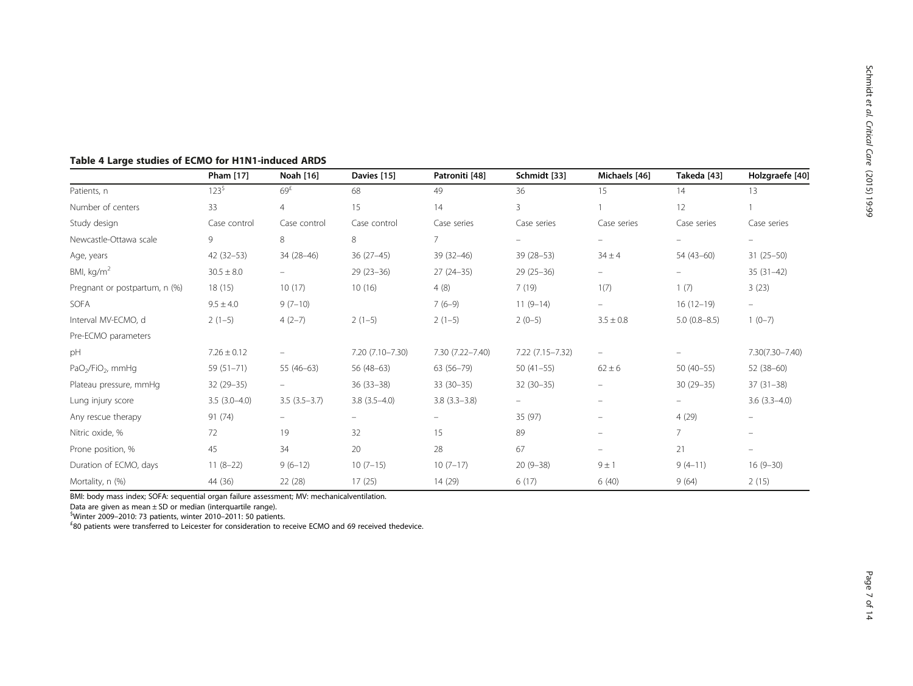**Table 4 Large studies of ECMO for H1N1-induced ARDS**

| | Pham [17] | Noah [16] | Davies [15] | Patroniti [48] | Schmidt [33] | Michaels [46] | Takeda [43] | Holzgraefe [40] |
|---|---|---|---|---|---|---|---|---|
| Patients, n | 123[$] | 69[£] | 68 | 49 | 36 | 15 | 14 | 13 |
| Number of centers | 33 | 4 | 15 | 14 | 3 | 1 | 12 | 1 |
| Study design | Case control | Case control | Case control | Case series | Case series | Case series | Case series | Case series |
| Newcastle-Ottawa scale | 9 | 8 | 8 | 7 | – | – | – | – |
| Age, years | 42 (32–53) | 34 (28–46) | 36 (27–45) | 39 (32–46) | 39 (28–53) | 34 ± 4 | 54 (43–60) | 31 (25–50) |
| BMI, kg/m$^2$ | 30.5 ± 8.0 | – | 29 (23–36) | 27 (24–35) | 29 (25–36) | – | – | 35 (31–42) |
| Pregnant or postpartum, n (%) | 18 (15) | 10 (17) | 10 (16) | 4 (8) | 7 (19) | 1(7) | 1 (7) | 3 (23) |
| SOFA | 9.5 ± 4.0 | 9 (7–10) | | 7 (6–9) | 11 (9–14) | – | 16 (12–19) | – |
| Interval MV-ECMO, d | 2 (1–5) | 4 (2–7) | 2 (1–5) | 2 (1–5) | 2 (0–5) | 3.5 ± 0.8 | 5.0 (0.8–8.5) | 1 (0–7) |
| Pre-ECMO parameters | | | | | | | | |
| pH | 7.26 ± 0.12 | – | 7.20 (7.10–7.30) | 7.30 (7.22–7.40) | 7.22 (7.15–7.32) | – | – | 7.30(7.30–7.40) |
| $PaO_2/FiO_2$, mmHg | 59 (51–71) | 55 (46–63) | 56 (48–63) | 63 (56–79) | 50 (41–55) | 62 ± 6 | 50 (40–55) | 52 (38–60) |
| Plateau pressure, mmHg | 32 (29–35) | – | 36 (33–38) | 33 (30–35) | 32 (30–35) | – | 30 (29–35) | 37 (31–38) |
| Lung injury score | 3.5 (3.0–4.0) | 3.5 (3.5–3.7) | 3.8 (3.5–4.0) | 3.8 (3.3–3.8) | – | – | – | 3.6 (3.3–4.0) |
| Any rescue therapy | 91 (74) | – | – | – | 35 (97) | – | 4 (29) | – |
| Nitric oxide, % | 72 | 19 | 32 | 15 | 89 | – | 7 | – |
| Prone position, % | 45 | 34 | 20 | 28 | 67 | – | 21 | – |
| Duration of ECMO, days | 11 (8–22) | 9 (6–12) | 10 (7–15) | 10 (7–17) | 20 (9–38) | 9 ± 1 | 9 (4–11) | 16 (9–30) |
| Mortality, n (%) | 44 (36) | 22 (28) | 17 (25) | 14 (29) | 6 (17) | 6 (40) | 9 (64) | 2 (15) |

BMI: body mass index; SOFA: sequential organ failure assessment; MV: mechanicalventilation.

Data are given as mean ± SD or median (interquartile range).

[$]Winter 2009–2010: 73 patients, winter 2010–2011: 50 patients.

[£]80 patients were transferred to Leicester for consideration to receive ECMO and 69 received thedevice.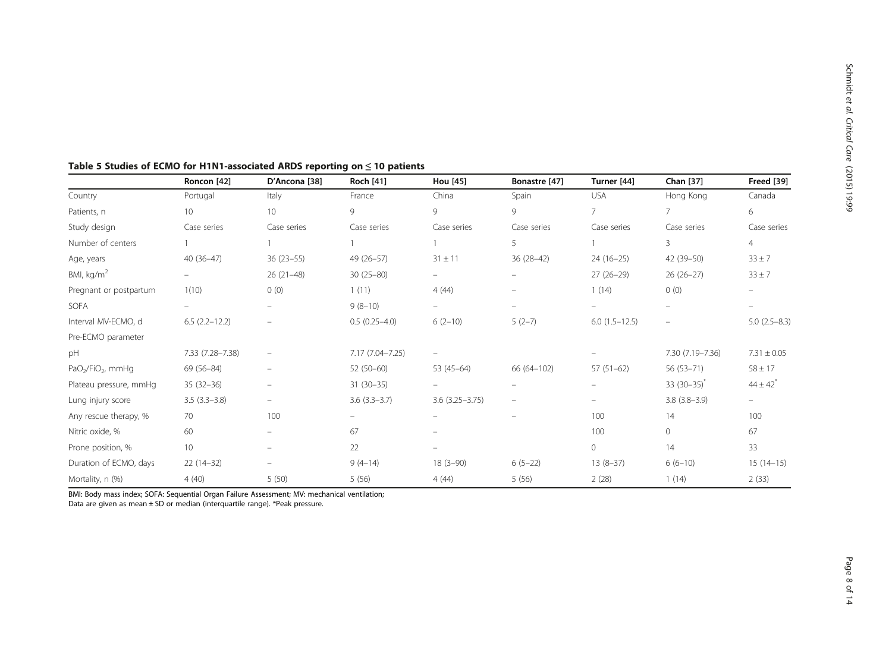**Table 5 Studies of ECMO for H1N1-associated ARDS reporting on ≤ 10 patients**

| | Roncon [42] | D'Ancona [38] | Roch [41] | Hou [45] | Bonastre [47] | Turner [44] | Chan [37] | Freed [39] |
|---|---|---|---|---|---|---|---|---|
| Country | Portugal | Italy | France | China | Spain | USA | Hong Kong | Canada |
| Patients, n | 10 | 10 | 9 | 9 | 9 | 7 | 7 | 6 |
| Study design | Case series | Case series | Case series | Case series | Case series | Case series | Case series | Case series |
| Number of centers | 1 | 1 | 1 | 1 | 5 | 1 | 3 | 4 |
| Age, years | 40 (36–47) | 36 (23–55) | 49 (26–57) | 31 ± 11 | 36 (28–42) | 24 (16–25) | 42 (39–50) | 33 ± 7 |
| BMI, $kg/m^2$ | – | 26 (21–48) | 30 (25–80) | – | – | 27 (26–29) | 26 (26–27) | 33 ± 7 |
| Pregnant or postpartum | 1(10) | 0 (0) | 1 (11) | 4 (44) | – | 1 (14) | 0 (0) | – |
| SOFA | – | – | 9 (8–10) | – | – | – | – | – |
| Interval MV-ECMO, d | 6.5 (2.2–12.2) | – | 0.5 (0.25–4.0) | 6 (2–10) | 5 (2–7) | 6.0 (1.5–12.5) | – | 5.0 (2.5–8.3) |
| Pre-ECMO parameter | | | | | | | | |
| pH | 7.33 (7.28–7.38) | – | 7.17 (7.04–7.25) | – | | – | 7.30 (7.19–7.36) | 7.31 ± 0.05 |
| $PaO_2/FiO_2$, mmHg | 69 (56–84) | – | 52 (50–60) | 53 (45–64) | 66 (64–102) | 57 (51–62) | 56 (53–71) | 58 ± 17 |
| Plateau pressure, mmHg | 35 (32–36) | – | 31 (30–35) | – | – | – | 33 (30–35)* | 44 ± 42* |
| Lung injury score | 3.5 (3.3–3.8) | – | 3.6 (3.3–3.7) | 3.6 (3.25–3.75) | – | – | 3.8 (3.8–3.9) | – |
| Any rescue therapy, % | 70 | 100 | – | – | – | 100 | 14 | 100 |
| Nitric oxide, % | 60 | – | 67 | – | | 100 | 0 | 67 |
| Prone position, % | 10 | – | 22 | – | | 0 | 14 | 33 |
| Duration of ECMO, days | 22 (14–32) | – | 9 (4–14) | 18 (3–90) | 6 (5–22) | 13 (8–37) | 6 (6–10) | 15 (14–15) |
| Mortality, n (%) | 4 (40) | 5 (50) | 5 (56) | 4 (44) | 5 (56) | 2 (28) | 1 (14) | 2 (33) |

BMI: Body mass index; SOFA: Sequential Organ Failure Assessment; MV: mechanical ventilation;
Data are given as mean ± SD or median (interquartile range). *Peak pressure.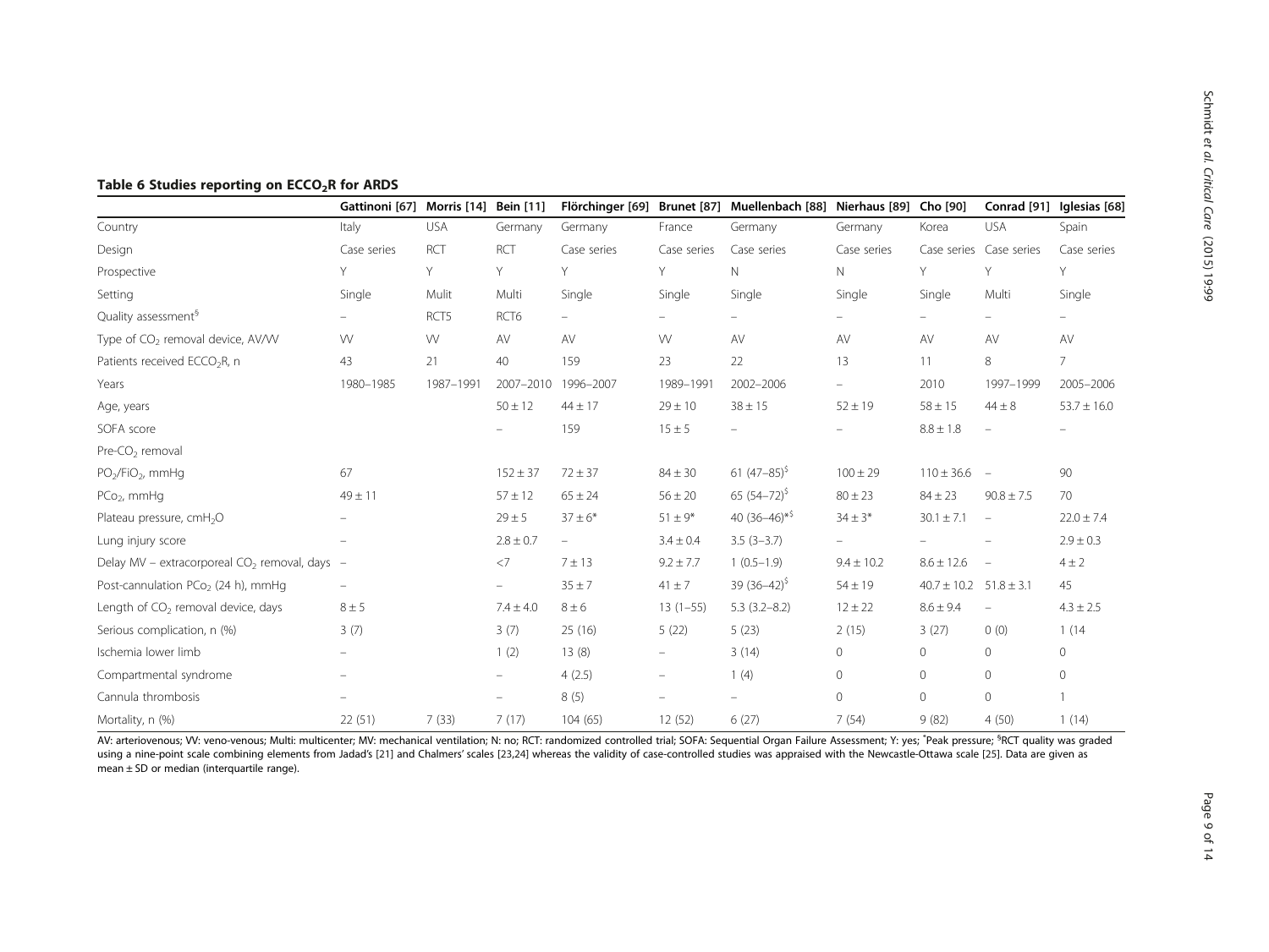**Table 6 Studies reporting on $ECCO_2R$ for ARDS**

| | Gattinoni [67] | Morris [14] | Bein [11] | Flörchinger [69] | Brunet [87] | Muellenbach [88] | Nierhaus [89] | Cho [90] | Conrad [91] | Iglesias [68] |
|---|---|---|---|---|---|---|---|---|---|---|
| Country | Italy | USA | Germany | Germany | France | Germany | Germany | Korea | USA | Spain |
| Design | Case series | RCT | RCT | Case series | Case series | Case series | Case series | Case series | Case series | Case series |
| Prospective | Y | Y | Y | Y | Y | N | N | Y | Y | Y |
| Setting | Single | Mulit | Multi | Single | Single | Single | Single | Single | Multi | Single |
| Quality assessment[§] | – | RCT5 | RCT6 | – | – | – | – | – | – | – |
| Type of $CO_2$ removal device, AV/VV | VV | VV | AV | AV | VV | AV | AV | AV | AV | AV |
| Patients received $ECCO_2R$, n | 43 | 21 | 40 | 159 | 23 | 22 | 13 | 11 | 8 | 7 |
| Years | 1980–1985 | 1987–1991 | 2007–2010 | 1996–2007 | 1989–1991 | 2002–2006 | – | 2010 | 1997–1999 | 2005–2006 |
| Age, years | | | 50 ± 12 | 44 ± 17 | 29 ± 10 | 38 ± 15 | 52 ± 19 | 58 ± 15 | 44 ± 8 | 53.7 ± 16.0 |
| SOFA score | | | – | 159 | 15 ± 5 | – | – | 8.8 ± 1.8 | – | – |
| Pre-$CO_2$ removal | | | | | | | | | | |
| $PO_2/FiO_2$, mmHg | 67 | | 152 ± 37 | 72 ± 37 | 84 ± 30 | 61 (47–85)[$] | 100 ± 29 | 110 ± 36.6 | – | 90 |
| $PCo_2$, mmHg | 49 ± 11 | | 57 ± 12 | 65 ± 24 | 56 ± 20 | 65 (54–72)[$] | 80 ± 23 | 84 ± 23 | 90.8 ± 7.5 | 70 |
| Plateau pressure, $cmH_2O$ | – | | 29 ± 5 | 37 ± 6* | 51 ± 9* | 40 (36–46)*[$] | 34 ± 3* | 30.1 ± 7.1 | – | 22.0 ± 7.4 |
| Lung injury score | – | | 2.8 ± 0.7 | – | 3.4 ± 0.4 | 3.5 (3–3.7) | – | – | – | 2.9 ± 0.3 |
| Delay MV – extracorporeal $CO_2$ removal, days | – | | <7 | 7 ± 13 | 9.2 ± 7.7 | 1 (0.5–1.9) | 9.4 ± 10.2 | 8.6 ± 12.6 | – | 4 ± 2 |
| Post-cannulation $PCo_2$ (24 h), mmHg | – | | – | 35 ± 7 | 41 ± 7 | 39 (36–42)[$] | 54 ± 19 | 40.7 ± 10.2 | 51.8 ± 3.1 | 45 |
| Length of $CO_2$ removal device, days | 8 ± 5 | | 7.4 ± 4.0 | 8 ± 6 | 13 (1–55) | 5.3 (3.2–8.2) | 12 ± 22 | 8.6 ± 9.4 | – | 4.3 ± 2.5 |
| Serious complication, n (%) | 3 (7) | | 3 (7) | 25 (16) | 5 (22) | 5 (23) | 2 (15) | 3 (27) | 0 (0) | 1 (14 |
| Ischemia lower limb | – | | 1 (2) | 13 (8) | – | 3 (14) | 0 | 0 | 0 | 0 |
| Compartmental syndrome | – | | – | 4 (2.5) | – | 1 (4) | 0 | 0 | 0 | 0 |
| Cannula thrombosis | – | | – | 8 (5) | – | – | 0 | 0 | 0 | 1 |
| Mortality, n (%) | 22 (51) | 7 (33) | 7 (17) | 104 (65) | 12 (52) | 6 (27) | 7 (54) | 9 (82) | 4 (50) | 1 (14) |

AV: arteriovenous; VV: veno-venous; Multi: multicenter; MV: mechanical ventilation; N: no; RCT: randomized controlled trial; SOFA: Sequential Organ Failure Assessment; Y: yes; *Peak pressure; [§]RCT quality was graded using a nine-point scale combining elements from Jadad's [21] and Chalmers' scales [23,24] whereas the validity of case-controlled studies was appraised with the Newcastle-Ottawa scale [25]. Data are given as mean ± SD or median (interquartile range).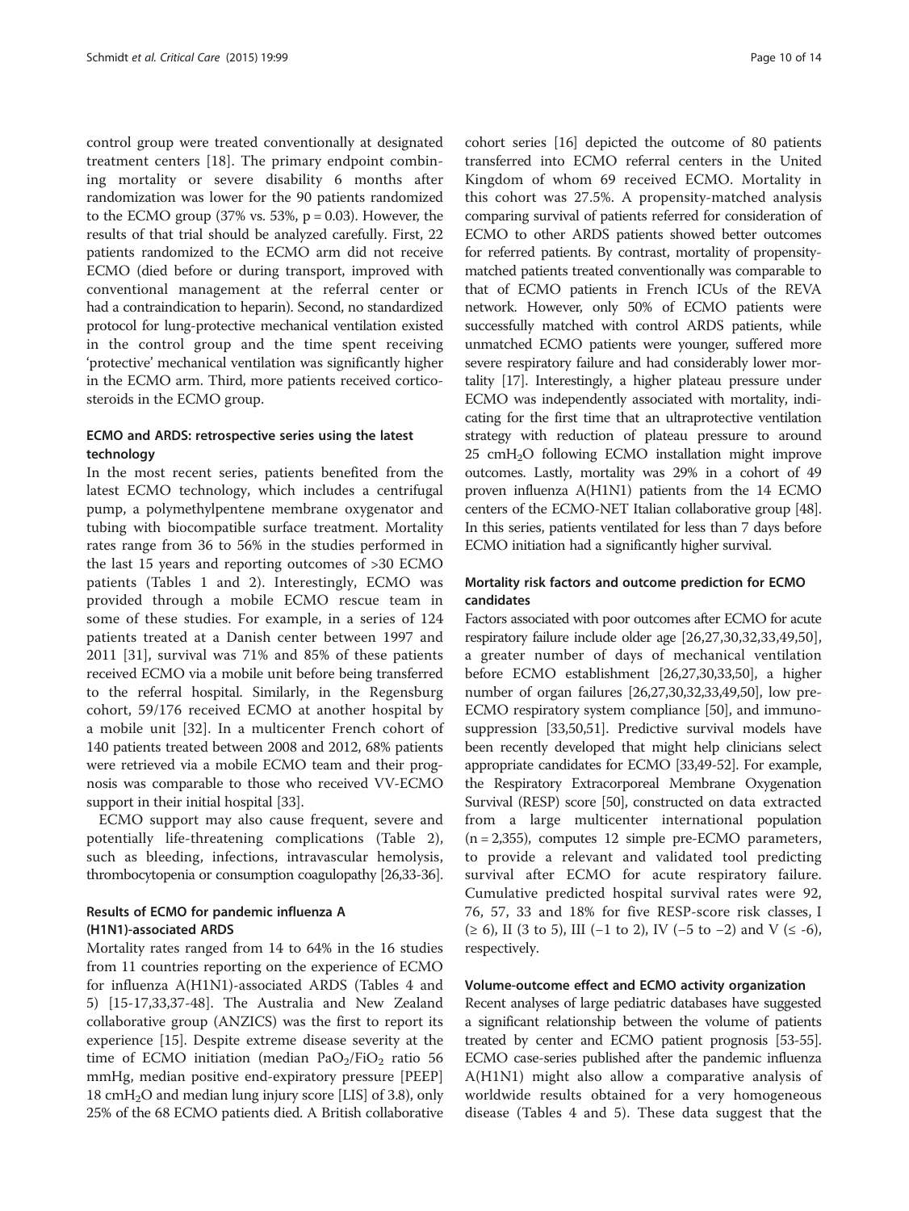control group were treated conventionally at designated treatment centers [18]. The primary endpoint combining mortality or severe disability 6 months after randomization was lower for the 90 patients randomized to the ECMO group (37% vs. 53%, $p = 0.03$). However, the results of that trial should be analyzed carefully. First, 22 patients randomized to the ECMO arm did not receive ECMO (died before or during transport, improved with conventional management at the referral center or had a contraindication to heparin). Second, no standardized protocol for lung-protective mechanical ventilation existed in the control group and the time spent receiving 'protective' mechanical ventilation was significantly higher in the ECMO arm. Third, more patients received corticosteroids in the ECMO group.

### ECMO and ARDS: retrospective series using the latest technology

In the most recent series, patients benefited from the latest ECMO technology, which includes a centrifugal pump, a polymethylpentene membrane oxygenator and tubing with biocompatible surface treatment. Mortality rates range from 36 to 56% in the studies performed in the last 15 years and reporting outcomes of >30 ECMO patients (Tables 1 and 2). Interestingly, ECMO was provided through a mobile ECMO rescue team in some of these studies. For example, in a series of 124 patients treated at a Danish center between 1997 and 2011 [31], survival was 71% and 85% of these patients received ECMO via a mobile unit before being transferred to the referral hospital. Similarly, in the Regensburg cohort, 59/176 received ECMO at another hospital by a mobile unit [32]. In a multicenter French cohort of 140 patients treated between 2008 and 2012, 68% patients were retrieved via a mobile ECMO team and their prognosis was comparable to those who received VV-ECMO support in their initial hospital [33].

ECMO support may also cause frequent, severe and potentially life-threatening complications (Table 2), such as bleeding, infections, intravascular hemolysis, thrombocytopenia or consumption coagulopathy [26,33-36].

### Results of ECMO for pandemic influenza A (H1N1)-associated ARDS

Mortality rates ranged from 14 to 64% in the 16 studies from 11 countries reporting on the experience of ECMO for influenza A(H1N1)-associated ARDS (Tables 4 and 5) [15-17,33,37-48]. The Australia and New Zealand collaborative group (ANZICS) was the first to report its experience [15]. Despite extreme disease severity at the time of ECMO initiation (median $PaO_2/FiO_2$ ratio 56 mmHg, median positive end-expiratory pressure [PEEP] 18 $cmH_2O$ and median lung injury score [LIS] of 3.8), only 25% of the 68 ECMO patients died. A British collaborative cohort series [16] depicted the outcome of 80 patients transferred into ECMO referral centers in the United Kingdom of whom 69 received ECMO. Mortality in this cohort was 27.5%. A propensity-matched analysis comparing survival of patients referred for consideration of ECMO to other ARDS patients showed better outcomes for referred patients. By contrast, mortality of propensity-matched patients treated conventionally was comparable to that of ECMO patients in French ICUs of the REVA network. However, only 50% of ECMO patients were successfully matched with control ARDS patients, while unmatched ECMO patients were younger, suffered more severe respiratory failure and had considerably lower mortality [17]. Interestingly, a higher plateau pressure under ECMO was independently associated with mortality, indicating for the first time that an ultraprotective ventilation strategy with reduction of plateau pressure to around 25 $cmH_2O$ following ECMO installation might improve outcomes. Lastly, mortality was 29% in a cohort of 49 proven influenza A(H1N1) patients from the 14 ECMO centers of the ECMO-NET Italian collaborative group [48]. In this series, patients ventilated for less than 7 days before ECMO initiation had a significantly higher survival.

### Mortality risk factors and outcome prediction for ECMO candidates

Factors associated with poor outcomes after ECMO for acute respiratory failure include older age [26,27,30,32,33,49,50], a greater number of days of mechanical ventilation before ECMO establishment [26,27,30,33,50], a higher number of organ failures [26,27,30,32,33,49,50], low pre-ECMO respiratory system compliance [50], and immunosuppression [33,50,51]. Predictive survival models have been recently developed that might help clinicians select appropriate candidates for ECMO [33,49-52]. For example, the Respiratory Extracorporeal Membrane Oxygenation Survival (RESP) score [50], constructed on data extracted from a large multicenter international population (n = 2,355), computes 12 simple pre-ECMO parameters, to provide a relevant and validated tool predicting survival after ECMO for acute respiratory failure. Cumulative predicted hospital survival rates were 92, 76, 57, 33 and 18% for five RESP-score risk classes, I (≥ 6), II (3 to 5), III (−1 to 2), IV (−5 to −2) and V (≤ -6), respectively.

### Volume-outcome effect and ECMO activity organization

Recent analyses of large pediatric databases have suggested a significant relationship between the volume of patients treated by center and ECMO patient prognosis [53-55]. ECMO case-series published after the pandemic influenza A(H1N1) might also allow a comparative analysis of worldwide results obtained for a very homogeneous disease (Tables 4 and 5). These data suggest that the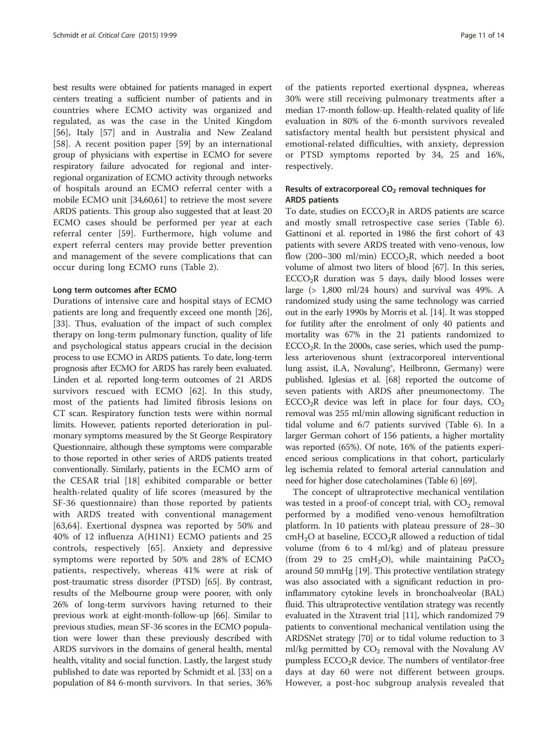best results were obtained for patients managed in expert centers treating a sufficient number of patients and in countries where ECMO activity was organized and regulated, as was the case in the United Kingdom [56], Italy [57] and in Australia and New Zealand [58]. A recent position paper [59] by an international group of physicians with expertise in ECMO for severe respiratory failure advocated for regional and inter-regional organization of ECMO activity through networks of hospitals around an ECMO referral center with a mobile ECMO unit [34,60,61] to retrieve the most severe ARDS patients. This group also suggested that at least 20 ECMO cases should be performed per year at each referral center [59]. Furthermore, high volume and expert referral centers may provide better prevention and management of the severe complications that can occur during long ECMO runs (Table 2).

#### Long term outcomes after ECMO

Durations of intensive care and hospital stays of ECMO patients are long and frequently exceed one month [26], [33]. Thus, evaluation of the impact of such complex therapy on long-term pulmonary function, quality of life and psychological status appears crucial in the decision process to use ECMO in ARDS patients. To date, long-term prognosis after ECMO for ARDS has rarely been evaluated. Linden et al. reported long-term outcomes of 21 ARDS survivors rescued with ECMO [62]. In this study, most of the patients had limited fibrosis lesions on CT scan. Respiratory function tests were within normal limits. However, patients reported deterioration in pulmonary symptoms measured by the St George Respiratory Questionnaire, although these symptoms were comparable to those reported in other series of ARDS patients treated conventionally. Similarly, patients in the ECMO arm of the CESAR trial [18] exhibited comparable or better health-related quality of life scores (measured by the SF-36 questionnaire) than those reported by patients with ARDS treated with conventional management [63,64]. Exertional dyspnea was reported by 50% and 40% of 12 influenza A(H1N1) ECMO patients and 25 controls, respectively [65]. Anxiety and depressive symptoms were reported by 50% and 28% of ECMO patients, respectively, whereas 41% were at risk of post-traumatic stress disorder (PTSD) [65]. By contrast, results of the Melbourne group were poorer, with only 26% of long-term survivors having returned to their previous work at eight-month-follow-up [66]. Similar to previous studies, mean SF-36 scores in the ECMO population were lower than these previously described with ARDS survivors in the domains of general health, mental health, vitality and social function. Lastly, the largest study published to date was reported by Schmidt et al. [33] on a population of 84 6-month survivors. In that series, 36% of the patients reported exertional dyspnea, whereas 30% were still receiving pulmonary treatments after a median 17-month follow-up. Health-related quality of life evaluation in 80% of the 6-month survivors revealed satisfactory mental health but persistent physical and emotional-related difficulties, with anxiety, depression or PTSD symptoms reported by 34, 25 and 16%, respectively.

#### Results of extracorporeal $CO_2$ removal techniques for ARDS patients

To date, studies on $ECCO_2R$ in ARDS patients are scarce and mostly small retrospective case series (Table 6). Gattinoni et al. reported in 1986 the first cohort of 43 patients with severe ARDS treated with veno-venous, low flow (200–300 ml/min) $ECCO_2R$, which needed a boot volume of almost two liters of blood [67]. In this series, $ECCO_2R$ duration was 5 days, daily blood losses were large (> 1,800 ml/24 hours) and survival was 49%. A randomized study using the same technology was carried out in the early 1990s by Morris et al. [14]. It was stopped for futility after the enrolment of only 40 patients and mortality was 67% in the 21 patients randomized to $ECCO_2R$. In the 2000s, case series, which used the pumpless arteriovenous shunt (extracorporeal interventional lung assist, iLA, Novalung®, Heilbronn, Germany) were published. Iglesias et al. [68] reported the outcome of seven patients with ARDS after pneumonectomy. The $ECCO_2R$ device was left in place for four days, $CO_2$ removal was 255 ml/min allowing significant reduction in tidal volume and 6/7 patients survived (Table 6). In a larger German cohort of 156 patients, a higher mortality was reported (65%). Of note, 16% of the patients experienced serious complications in that cohort, particularly leg ischemia related to femoral arterial cannulation and need for higher dose catecholamines (Table 6) [69].

The concept of ultraprotective mechanical ventilation was tested in a proof-of concept trial, with $CO_2$ removal performed by a modified veno-venous hemofiltration platform. In 10 patients with plateau pressure of 28–30 $cmH_2O$ at baseline, $ECCO_2R$ allowed a reduction of tidal volume (from 6 to 4 ml/kg) and of plateau pressure (from 29 to 25 $cmH_2O$), while maintaining $PaCO_2$ around 50 mmHg [19]. This protective ventilation strategy was also associated with a significant reduction in pro-inflammatory cytokine levels in bronchoalveolar (BAL) fluid. This ultraprotective ventilation strategy was recently evaluated in the Xtravent trial [11], which randomized 79 patients to conventional mechanical ventilation using the ARDSNet strategy [70] or to tidal volume reduction to 3 ml/kg permitted by $CO_2$ removal with the Novalung AV pumpless $ECCO_2R$ device. The numbers of ventilator-free days at day 60 were not different between groups. However, a post-hoc subgroup analysis revealed that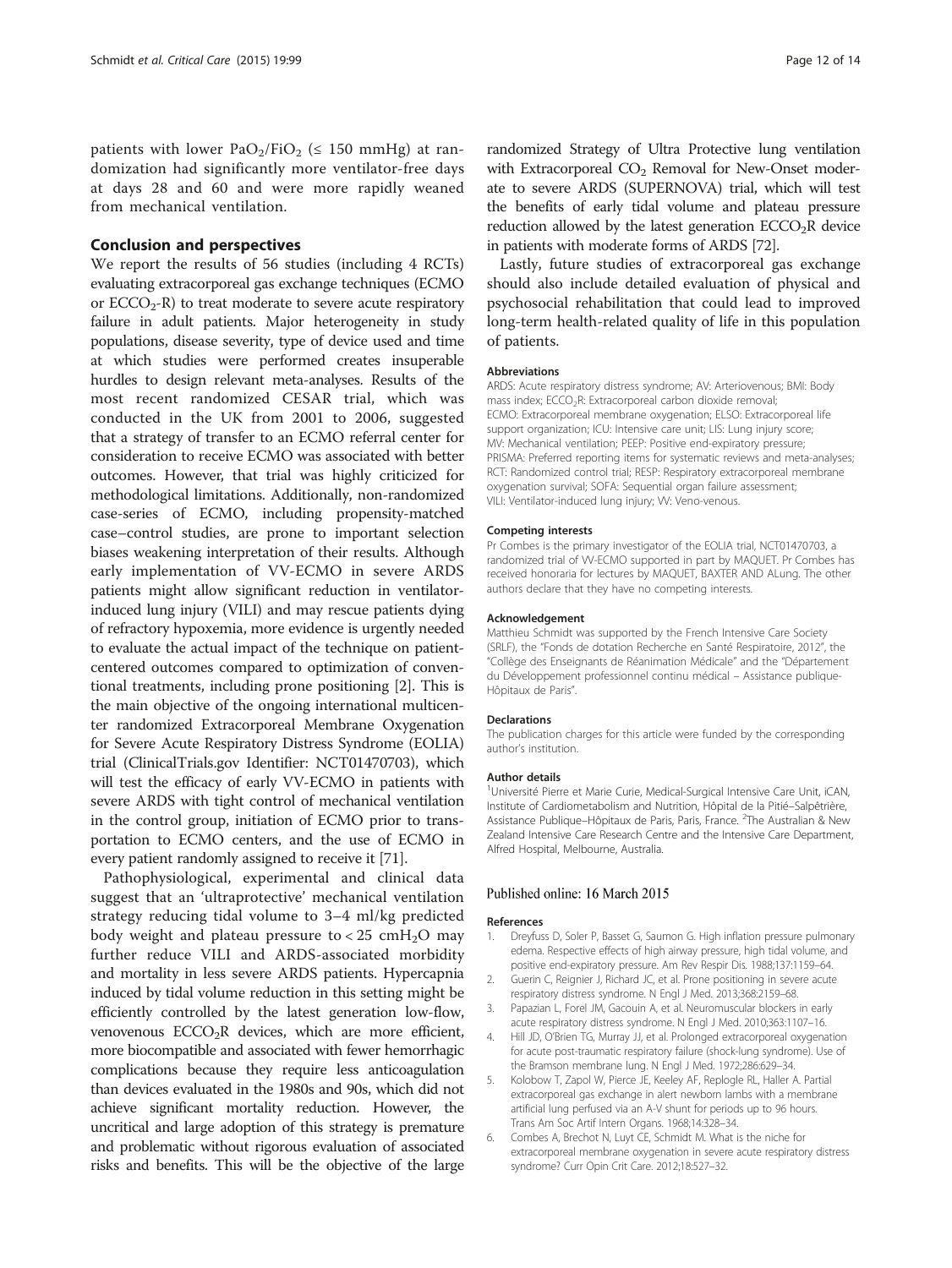patients with lower $PaO_2/FiO_2$ (≤ 150 mmHg) at randomization had significantly more ventilator-free days at days 28 and 60 and were more rapidly weaned from mechanical ventilation.

## Conclusion and perspectives

We report the results of 56 studies (including 4 RCTs) evaluating extracorporeal gas exchange techniques (ECMO or $ECCO_2$-R) to treat moderate to severe acute respiratory failure in adult patients. Major heterogeneity in study populations, disease severity, type of device used and time at which studies were performed creates insuperable hurdles to design relevant meta-analyses. Results of the most recent randomized CESAR trial, which was conducted in the UK from 2001 to 2006, suggested that a strategy of transfer to an ECMO referral center for consideration to receive ECMO was associated with better outcomes. However, that trial was highly criticized for methodological limitations. Additionally, non-randomized case-series of ECMO, including propensity-matched case–control studies, are prone to important selection biases weakening interpretation of their results. Although early implementation of VV-ECMO in severe ARDS patients might allow significant reduction in ventilator-induced lung injury (VILI) and may rescue patients dying of refractory hypoxemia, more evidence is urgently needed to evaluate the actual impact of the technique on patient-centered outcomes compared to optimization of conventional treatments, including prone positioning [2]. This is the main objective of the ongoing international multicenter randomized Extracorporeal Membrane Oxygenation for Severe Acute Respiratory Distress Syndrome (EOLIA) trial (ClinicalTrials.gov Identifier: NCT01470703), which will test the efficacy of early VV-ECMO in patients with severe ARDS with tight control of mechanical ventilation in the control group, initiation of ECMO prior to transportation to ECMO centers, and the use of ECMO in every patient randomly assigned to receive it [71].

Pathophysiological, experimental and clinical data suggest that an 'ultraprotective' mechanical ventilation strategy reducing tidal volume to 3–4 ml/kg predicted body weight and plateau pressure to < 25 $cmH_2O$ may further reduce VILI and ARDS-associated morbidity and mortality in less severe ARDS patients. Hypercapnia induced by tidal volume reduction in this setting might be efficiently controlled by the latest generation low-flow, venovenous $ECCO_2R$ devices, which are more efficient, more biocompatible and associated with fewer hemorrhagic complications because they require less anticoagulation than devices evaluated in the 1980s and 90s, which did not achieve significant mortality reduction. However, the uncritical and large adoption of this strategy is premature and problematic without rigorous evaluation of associated risks and benefits. This will be the objective of the large randomized Strategy of Ultra Protective lung ventilation with Extracorporeal $CO_2$ Removal for New-Onset moderate to severe ARDS (SUPERNOVA) trial, which will test the benefits of early tidal volume and plateau pressure reduction allowed by the latest generation $ECCO_2R$ device in patients with moderate forms of ARDS [72].

Lastly, future studies of extracorporeal gas exchange should also include detailed evaluation of physical and psychosocial rehabilitation that could lead to improved long-term health-related quality of life in this population of patients.

#### Abbreviations

ARDS: Acute respiratory distress syndrome; AV: Arteriovenous; BMI: Body mass index; $ECCO_2R$: Extracorporeal carbon dioxide removal; ECMO: Extracorporeal membrane oxygenation; ELSO: Extracorporeal life support organization; ICU: Intensive care unit; LIS: Lung injury score; MV: Mechanical ventilation; PEEP: Positive end-expiratory pressure; PRISMA: Preferred reporting items for systematic reviews and meta-analyses; RCT: Randomized control trial; RESP: Respiratory extracorporeal membrane oxygenation survival; SOFA: Sequential organ failure assessment; VILI: Ventilator-induced lung injury; VV: Veno-venous.

#### Competing interests

Pr Combes is the primary investigator of the EOLIA trial, NCT01470703, a randomized trial of VV-ECMO supported in part by MAQUET. Pr Combes has received honoraria for lectures by MAQUET, BAXTER AND ALung. The other authors declare that they have no competing interests.

#### Acknowledgement

Matthieu Schmidt was supported by the French Intensive Care Society (SRLF), the "Fonds de dotation Recherche en Santé Respiratoire, 2012", the "Collège des Enseignants de Réanimation Médicale" and the "Département du Développement professionnel continu médical – Assistance publique-Hôpitaux de Paris".

#### Declarations

The publication charges for this article were funded by the corresponding author's institution.

#### Author details

[1]Université Pierre et Marie Curie, Medical-Surgical Intensive Care Unit, iCAN, Institute of Cardiometabolism and Nutrition, Hôpital de la Pitié–Salpêtrière, Assistance Publique–Hôpitaux de Paris, Paris, France. [2]The Australian & New Zealand Intensive Care Research Centre and the Intensive Care Department, Alfred Hospital, Melbourne, Australia.

Published online: 16 March 2015

#### References

1. Dreyfuss D, Soler P, Basset G, Saumon G. High inflation pressure pulmonary edema. Respective effects of high airway pressure, high tidal volume, and positive end-expiratory pressure. Am Rev Respir Dis. 1988;137:1159–64.
2. Guerin C, Reignier J, Richard JC, et al. Prone positioning in severe acute respiratory distress syndrome. N Engl J Med. 2013;368:2159–68.
3. Papazian L, Forel JM, Gacouin A, et al. Neuromuscular blockers in early acute respiratory distress syndrome. N Engl J Med. 2010;363:1107–16.
4. Hill JD, O'Brien TG, Murray JJ, et al. Prolonged extracorporeal oxygenation for acute post-traumatic respiratory failure (shock-lung syndrome). Use of the Bramson membrane lung. N Engl J Med. 1972;286:629–34.
5. Kolobow T, Zapol W, Pierce JE, Keeley AF, Replogle RL, Haller A. Partial extracorporeal gas exchange in alert newborn lambs with a membrane artificial lung perfused via an A-V shunt for periods up to 96 hours. Trans Am Soc Artif Intern Organs. 1968;14:328–34.
6. Combes A, Brechot N, Luyt CE, Schmidt M. What is the niche for extracorporeal membrane oxygenation in severe acute respiratory distress syndrome? Curr Opin Crit Care. 2012;18:527–32.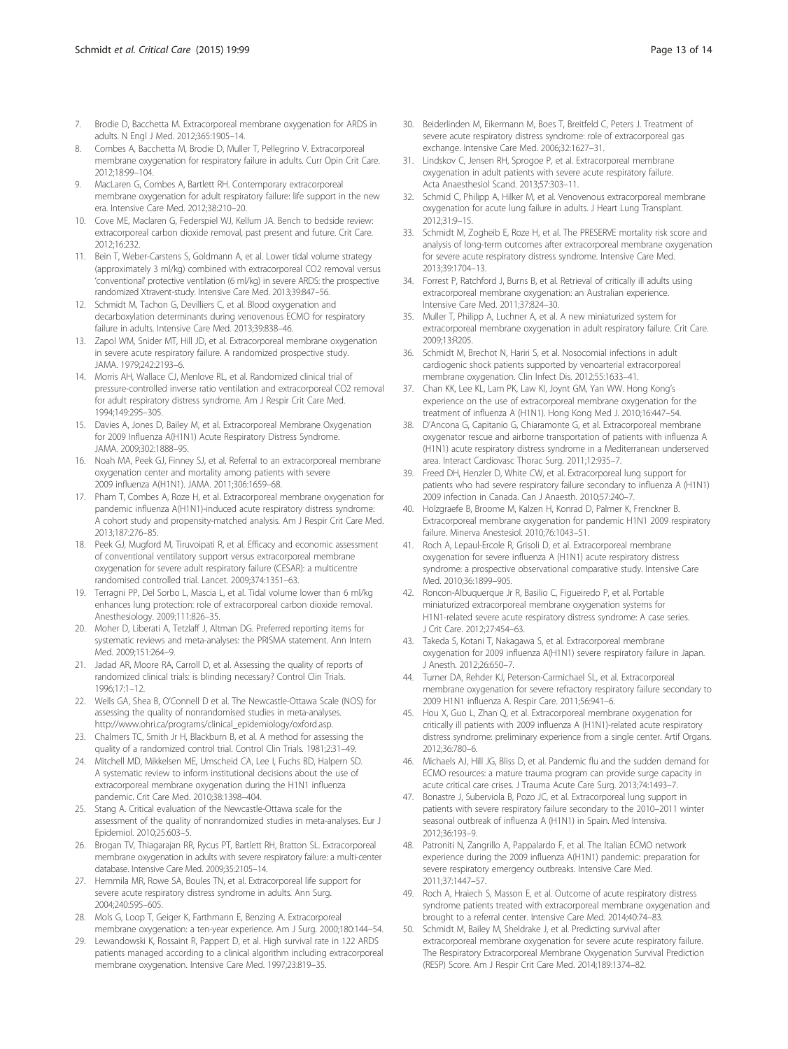7. Brodie D, Bacchetta M. Extracorporeal membrane oxygenation for ARDS in adults. N Engl J Med. 2012;365:1905–14.
8. Combes A, Bacchetta M, Brodie D, Muller T, Pellegrino V. Extracorporeal membrane oxygenation for respiratory failure in adults. Curr Opin Crit Care. 2012;18:99–104.
9. MacLaren G, Combes A, Bartlett RH. Contemporary extracorporeal membrane oxygenation for adult respiratory failure: life support in the new era. Intensive Care Med. 2012;38:210–20.
10. Cove ME, Maclaren G, Federspiel WJ, Kellum JA. Bench to bedside review: extracorporeal carbon dioxide removal, past present and future. Crit Care. 2012;16:232.
11. Bein T, Weber-Carstens S, Goldmann A, et al. Lower tidal volume strategy (approximately 3 ml/kg) combined with extracorporeal CO2 removal versus 'conventional' protective ventilation (6 ml/kg) in severe ARDS: the prospective randomized Xtravent-study. Intensive Care Med. 2013;39:847–56.
12. Schmidt M, Tachon G, Devilliers C, et al. Blood oxygenation and decarboxylation determinants during venovenous ECMO for respiratory failure in adults. Intensive Care Med. 2013;39:838–46.
13. Zapol WM, Snider MT, Hill JD, et al. Extracorporeal membrane oxygenation in severe acute respiratory failure. A randomized prospective study. JAMA. 1979;242:2193–6.
14. Morris AH, Wallace CJ, Menlove RL, et al. Randomized clinical trial of pressure-controlled inverse ratio ventilation and extracorporeal CO2 removal for adult respiratory distress syndrome. Am J Respir Crit Care Med. 1994;149:295–305.
15. Davies A, Jones D, Bailey M, et al. Extracorporeal Membrane Oxygenation for 2009 Influenza A(H1N1) Acute Respiratory Distress Syndrome. JAMA. 2009;302:1888–95.
16. Noah MA, Peek GJ, Finney SJ, et al. Referral to an extracorporeal membrane oxygenation center and mortality among patients with severe 2009 influenza A(H1N1). JAMA. 2011;306:1659–68.
17. Pham T, Combes A, Roze H, et al. Extracorporeal membrane oxygenation for pandemic influenza A(H1N1)-induced acute respiratory distress syndrome: A cohort study and propensity-matched analysis. Am J Respir Crit Care Med. 2013;187:276–85.
18. Peek GJ, Mugford M, Tiruvoipati R, et al. Efficacy and economic assessment of conventional ventilatory support versus extracorporeal membrane oxygenation for severe adult respiratory failure (CESAR): a multicentre randomised controlled trial. Lancet. 2009;374:1351–63.
19. Terragni PP, Del Sorbo L, Mascia L, et al. Tidal volume lower than 6 ml/kg enhances lung protection: role of extracorporeal carbon dioxide removal. Anesthesiology. 2009;111:826–35.
20. Moher D, Liberati A, Tetzlaff J, Altman DG. Preferred reporting items for systematic reviews and meta-analyses: the PRISMA statement. Ann Intern Med. 2009;151:264–9.
21. Jadad AR, Moore RA, Carroll D, et al. Assessing the quality of reports of randomized clinical trials: is blinding necessary? Control Clin Trials. 1996;17:1–12.
22. Wells GA, Shea B, O'Connell D et al. The Newcastle-Ottawa Scale (NOS) for assessing the quality of nonrandomised studies in meta-analyses. http://www.ohri.ca/programs/clinical_epidemiology/oxford.asp.
23. Chalmers TC, Smith Jr H, Blackburn B, et al. A method for assessing the quality of a randomized control trial. Control Clin Trials. 1981;2:31–49.
24. Mitchell MD, Mikkelsen ME, Umscheid CA, Lee I, Fuchs BD, Halpern SD. A systematic review to inform institutional decisions about the use of extracorporeal membrane oxygenation during the H1N1 influenza pandemic. Crit Care Med. 2010;38:1398–404.
25. Stang A. Critical evaluation of the Newcastle-Ottawa scale for the assessment of the quality of nonrandomized studies in meta-analyses. Eur J Epidemiol. 2010;25:603–5.
26. Brogan TV, Thiagarajan RR, Rycus PT, Bartlett RH, Bratton SL. Extracorporeal membrane oxygenation in adults with severe respiratory failure: a multi-center database. Intensive Care Med. 2009;35:2105–14.
27. Hemmila MR, Rowe SA, Boules TN, et al. Extracorporeal life support for severe acute respiratory distress syndrome in adults. Ann Surg. 2004;240:595–605.
28. Mols G, Loop T, Geiger K, Farthmann E, Benzing A. Extracorporeal membrane oxygenation: a ten-year experience. Am J Surg. 2000;180:144–54.
29. Lewandowski K, Rossaint R, Pappert D, et al. High survival rate in 122 ARDS patients managed according to a clinical algorithm including extracorporeal membrane oxygenation. Intensive Care Med. 1997;23:819–35.
30. Beiderlinden M, Eikermann M, Boes T, Breitfeld C, Peters J. Treatment of severe acute respiratory distress syndrome: role of extracorporeal gas exchange. Intensive Care Med. 2006;32:1627–31.
31. Lindskov C, Jensen RH, Sprogoe P, et al. Extracorporeal membrane oxygenation in adult patients with severe acute respiratory failure. Acta Anaesthesiol Scand. 2013;57:303–11.
32. Schmid C, Philipp A, Hilker M, et al. Venovenous extracorporeal membrane oxygenation for acute lung failure in adults. J Heart Lung Transplant. 2012;31:9–15.
33. Schmidt M, Zogheib E, Roze H, et al. The PRESERVE mortality risk score and analysis of long-term outcomes after extracorporeal membrane oxygenation for severe acute respiratory distress syndrome. Intensive Care Med. 2013;39:1704–13.
34. Forrest P, Ratchford J, Burns B, et al. Retrieval of critically ill adults using extracorporeal membrane oxygenation: an Australian experience. Intensive Care Med. 2011;37:824–30.
35. Muller T, Philipp A, Luchner A, et al. A new miniaturized system for extracorporeal membrane oxygenation in adult respiratory failure. Crit Care. 2009;13:R205.
36. Schmidt M, Brechot N, Hariri S, et al. Nosocomial infections in adult cardiogenic shock patients supported by venoarterial extracorporeal membrane oxygenation. Clin Infect Dis. 2012;55:1633–41.
37. Chan KK, Lee KL, Lam PK, Law KI, Joynt GM, Yan WW. Hong Kong's experience on the use of extracorporeal membrane oxygenation for the treatment of influenza A (H1N1). Hong Kong Med J. 2010;16:447–54.
38. D'Ancona G, Capitanio G, Chiaramonte G, et al. Extracorporeal membrane oxygenator rescue and airborne transportation of patients with influenza A (H1N1) acute respiratory distress syndrome in a Mediterranean underserved area. Interact Cardiovasc Thorac Surg. 2011;12:935–7.
39. Freed DH, Henzler D, White CW, et al. Extracorporeal lung support for patients who had severe respiratory failure secondary to influenza A (H1N1) 2009 infection in Canada. Can J Anaesth. 2010;57:240–7.
40. Holzgraefe B, Broome M, Kalzen H, Konrad D, Palmer K, Frenckner B. Extracorporeal membrane oxygenation for pandemic H1N1 2009 respiratory failure. Minerva Anestesiol. 2010;76:1043–51.
41. Roch A, Lepaul-Ercole R, Grisoli D, et al. Extracorporeal membrane oxygenation for severe influenza A (H1N1) acute respiratory distress syndrome: a prospective observational comparative study. Intensive Care Med. 2010;36:1899–905.
42. Roncon-Albuquerque Jr R, Basilio C, Figueiredo P, et al. Portable miniaturized extracorporeal membrane oxygenation systems for H1N1-related severe acute respiratory distress syndrome: A case series. J Crit Care. 2012;27:454–63.
43. Takeda S, Kotani T, Nakagawa S, et al. Extracorporeal membrane oxygenation for 2009 influenza A(H1N1) severe respiratory failure in Japan. J Anesth. 2012;26:650–7.
44. Turner DA, Rehder KJ, Peterson-Carmichael SL, et al. Extracorporeal membrane oxygenation for severe refractory respiratory failure secondary to 2009 H1N1 influenza A. Respir Care. 2011;56:941–6.
45. Hou X, Guo L, Zhan Q, et al. Extracorporeal membrane oxygenation for critically ill patients with 2009 influenza A (H1N1)-related acute respiratory distress syndrome: preliminary experience from a single center. Artif Organs. 2012;36:780–6.
46. Michaels AJ, Hill JG, Bliss D, et al. Pandemic flu and the sudden demand for ECMO resources: a mature trauma program can provide surge capacity in acute critical care crises. J Trauma Acute Care Surg. 2013;74:1493–7.
47. Bonastre J, Suberviola B, Pozo JC, et al. Extracorporeal lung support in patients with severe respiratory failure secondary to the 2010–2011 winter seasonal outbreak of influenza A (H1N1) in Spain. Med Intensiva. 2012;36:193–9.
48. Patroniti N, Zangrillo A, Pappalardo F, et al. The Italian ECMO network experience during the 2009 influenza A(H1N1) pandemic: preparation for severe respiratory emergency outbreaks. Intensive Care Med. 2011;37:1447–57.
49. Roch A, Hraiech S, Masson E, et al. Outcome of acute respiratory distress syndrome patients treated with extracorporeal membrane oxygenation and brought to a referral center. Intensive Care Med. 2014;40:74–83.
50. Schmidt M, Bailey M, Sheldrake J, et al. Predicting survival after extracorporeal membrane oxygenation for severe acute respiratory failure. The Respiratory Extracorporeal Membrane Oxygenation Survival Prediction (RESP) Score. Am J Respir Crit Care Med. 2014;189:1374–82.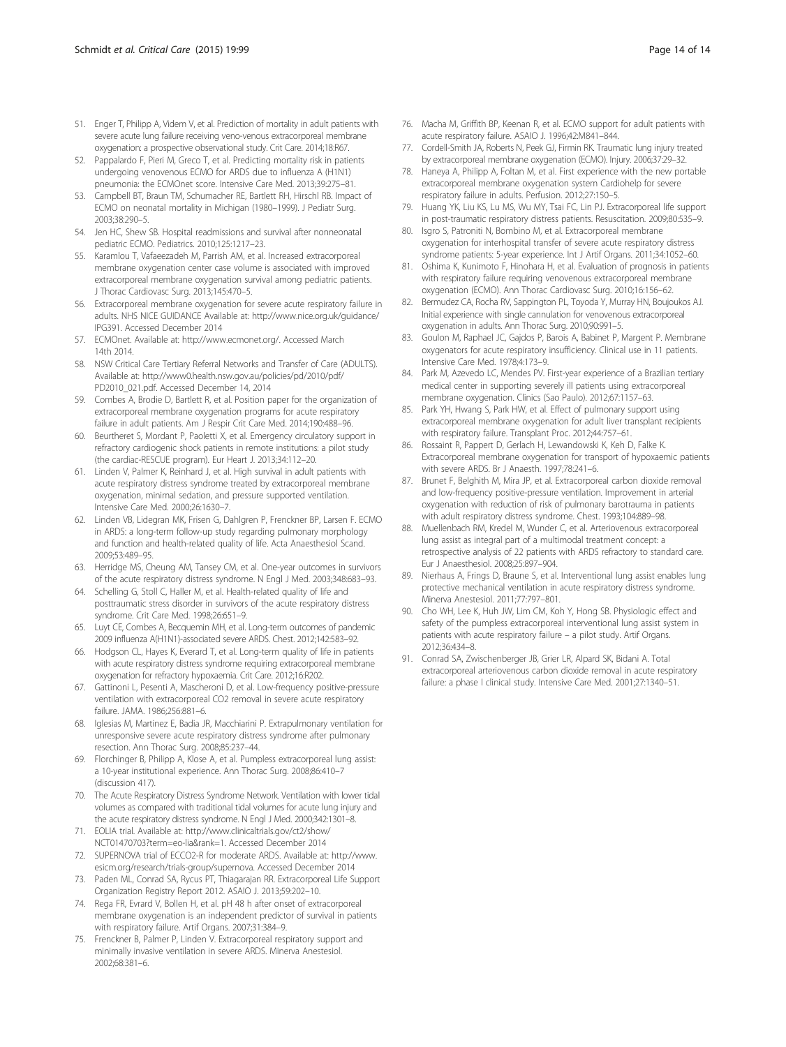51. Enger T, Philipp A, Videm V, et al. Prediction of mortality in adult patients with severe acute lung failure receiving veno-venous extracorporeal membrane oxygenation: a prospective observational study. Crit Care. 2014;18:R67.
52. Pappalardo F, Pieri M, Greco T, et al. Predicting mortality risk in patients undergoing venovenous ECMO for ARDS due to influenza A (H1N1) pneumonia: the ECMOnet score. Intensive Care Med. 2013;39:275–81.
53. Campbell BT, Braun TM, Schumacher RE, Bartlett RH, Hirschl RB. Impact of ECMO on neonatal mortality in Michigan (1980–1999). J Pediatr Surg. 2003;38:290–5.
54. Jen HC, Shew SB. Hospital readmissions and survival after nonneonatal pediatric ECMO. Pediatrics. 2010;125:1217–23.
55. Karamlou T, Vafaeezadeh M, Parrish AM, et al. Increased extracorporeal membrane oxygenation center case volume is associated with improved extracorporeal membrane oxygenation survival among pediatric patients. J Thorac Cardiovasc Surg. 2013;145:470–5.
56. Extracorporeal membrane oxygenation for severe acute respiratory failure in adults. NHS NICE GUIDANCE Available at: http://www.nice.org.uk/guidance/IPG391. Accessed December 2014
57. ECMOnet. Available at: http://www.ecmonet.org/. Accessed March 14th 2014.
58. NSW Critical Care Tertiary Referral Networks and Transfer of Care (ADULTS). Available at: http://www0.health.nsw.gov.au/policies/pd/2010/pdf/PD2010_021.pdf. Accessed December 14, 2014
59. Combes A, Brodie D, Bartlett R, et al. Position paper for the organization of extracorporeal membrane oxygenation programs for acute respiratory failure in adult patients. Am J Respir Crit Care Med. 2014;190:488–96.
60. Beurtheret S, Mordant P, Paoletti X, et al. Emergency circulatory support in refractory cardiogenic shock patients in remote institutions: a pilot study (the cardiac-RESCUE program). Eur Heart J. 2013;34:112–20.
61. Linden V, Palmer K, Reinhard J, et al. High survival in adult patients with acute respiratory distress syndrome treated by extracorporeal membrane oxygenation, minimal sedation, and pressure supported ventilation. Intensive Care Med. 2000;26:1630–7.
62. Linden VB, Lidegran MK, Frisen G, Dahlgren P, Frenckner BP, Larsen F. ECMO in ARDS: a long-term follow-up study regarding pulmonary morphology and function and health-related quality of life. Acta Anaesthesiol Scand. 2009;53:489–95.
63. Herridge MS, Cheung AM, Tansey CM, et al. One-year outcomes in survivors of the acute respiratory distress syndrome. N Engl J Med. 2003;348:683–93.
64. Schelling G, Stoll C, Haller M, et al. Health-related quality of life and posttraumatic stress disorder in survivors of the acute respiratory distress syndrome. Crit Care Med. 1998;26:651–9.
65. Luyt CE, Combes A, Becquemin MH, et al. Long-term outcomes of pandemic 2009 influenza A(H1N1)-associated severe ARDS. Chest. 2012;142:583–92.
66. Hodgson CL, Hayes K, Everard T, et al. Long-term quality of life in patients with acute respiratory distress syndrome requiring extracorporeal membrane oxygenation for refractory hypoxaemia. Crit Care. 2012;16:R202.
67. Gattinoni L, Pesenti A, Mascheroni D, et al. Low-frequency positive-pressure ventilation with extracorporeal CO2 removal in severe acute respiratory failure. JAMA. 1986;256:881–6.
68. Iglesias M, Martinez E, Badia JR, Macchiarini P. Extrapulmonary ventilation for unresponsive severe acute respiratory distress syndrome after pulmonary resection. Ann Thorac Surg. 2008;85:237–44.
69. Florchinger B, Philipp A, Klose A, et al. Pumpless extracorporeal lung assist: a 10-year institutional experience. Ann Thorac Surg. 2008;86:410–7 (discussion 417).
70. The Acute Respiratory Distress Syndrome Network. Ventilation with lower tidal volumes as compared with traditional tidal volumes for acute lung injury and the acute respiratory distress syndrome. N Engl J Med. 2000;342:1301–8.
71. EOLIA trial. Available at: http://www.clinicaltrials.gov/ct2/show/NCT01470703?term=eo-lia&rank=1. Accessed December 2014
72. SUPERNOVA trial of ECCO2-R for moderate ARDS. Available at: http://www.esicm.org/research/trials-group/supernova. Accessed December 2014
73. Paden ML, Conrad SA, Rycus PT, Thiagarajan RR. Extracorporeal Life Support Organization Registry Report 2012. ASAIO J. 2013;59:202–10.
74. Rega FR, Evrard V, Bollen H, et al. pH 48 h after onset of extracorporeal membrane oxygenation is an independent predictor of survival in patients with respiratory failure. Artif Organs. 2007;31:384–9.
75. Frenckner B, Palmer P, Linden V. Extracorporeal respiratory support and minimally invasive ventilation in severe ARDS. Minerva Anestesiol. 2002;68:381–6.
76. Macha M, Griffith BP, Keenan R, et al. ECMO support for adult patients with acute respiratory failure. ASAIO J. 1996;42:M841–844.
77. Cordell-Smith JA, Roberts N, Peek GJ, Firmin RK. Traumatic lung injury treated by extracorporeal membrane oxygenation (ECMO). Injury. 2006;37:29–32.
78. Haneya A, Philipp A, Foltan M, et al. First experience with the new portable extracorporeal membrane oxygenation system Cardiohelp for severe respiratory failure in adults. Perfusion. 2012;27:150–5.
79. Huang YK, Liu KS, Lu MS, Wu MY, Tsai FC, Lin PJ. Extracorporeal life support in post-traumatic respiratory distress patients. Resuscitation. 2009;80:535–9.
80. Isgro S, Patroniti N, Bombino M, et al. Extracorporeal membrane oxygenation for interhospital transfer of severe acute respiratory distress syndrome patients: 5-year experience. Int J Artif Organs. 2011;34:1052–60.
81. Oshima K, Kunimoto F, Hinohara H, et al. Evaluation of prognosis in patients with respiratory failure requiring venovenous extracorporeal membrane oxygenation (ECMO). Ann Thorac Cardiovasc Surg. 2010;16:156–62.
82. Bermudez CA, Rocha RV, Sappington PL, Toyoda Y, Murray HN, Boujoukos AJ. Initial experience with single cannulation for venovenous extracorporeal oxygenation in adults. Ann Thorac Surg. 2010;90:991–5.
83. Goulon M, Raphael JC, Gajdos P, Barois A, Babinet P, Margent P. Membrane oxygenators for acute respiratory insufficiency. Clinical use in 11 patients. Intensive Care Med. 1978;4:173–9.
84. Park M, Azevedo LC, Mendes PV. First-year experience of a Brazilian tertiary medical center in supporting severely ill patients using extracorporeal membrane oxygenation. Clinics (Sao Paulo). 2012;67:1157–63.
85. Park YH, Hwang S, Park HW, et al. Effect of pulmonary support using extracorporeal membrane oxygenation for adult liver transplant recipients with respiratory failure. Transplant Proc. 2012;44:757–61.
86. Rossaint R, Pappert D, Gerlach H, Lewandowski K, Keh D, Falke K. Extracorporeal membrane oxygenation for transport of hypoxaemic patients with severe ARDS. Br J Anaesth. 1997;78:241–6.
87. Brunet F, Belghith M, Mira JP, et al. Extracorporeal carbon dioxide removal and low-frequency positive-pressure ventilation. Improvement in arterial oxygenation with reduction of risk of pulmonary barotrauma in patients with adult respiratory distress syndrome. Chest. 1993;104:889–98.
88. Muellenbach RM, Kredel M, Wunder C, et al. Arteriovenous extracorporeal lung assist as integral part of a multimodal treatment concept: a retrospective analysis of 22 patients with ARDS refractory to standard care. Eur J Anaesthesiol. 2008;25:897–904.
89. Nierhaus A, Frings D, Braune S, et al. Interventional lung assist enables lung protective mechanical ventilation in acute respiratory distress syndrome. Minerva Anestesiol. 2011;77:797–801.
90. Cho WH, Lee K, Huh JW, Lim CM, Koh Y, Hong SB. Physiologic effect and safety of the pumpless extracorporeal interventional lung assist system in patients with acute respiratory failure – a pilot study. Artif Organs. 2012;36:434–8.
91. Conrad SA, Zwischenberger JB, Grier LR, Alpard SK, Bidani A. Total extracorporeal arteriovenous carbon dioxide removal in acute respiratory failure: a phase I clinical study. Intensive Care Med. 2001;27:1340–51.